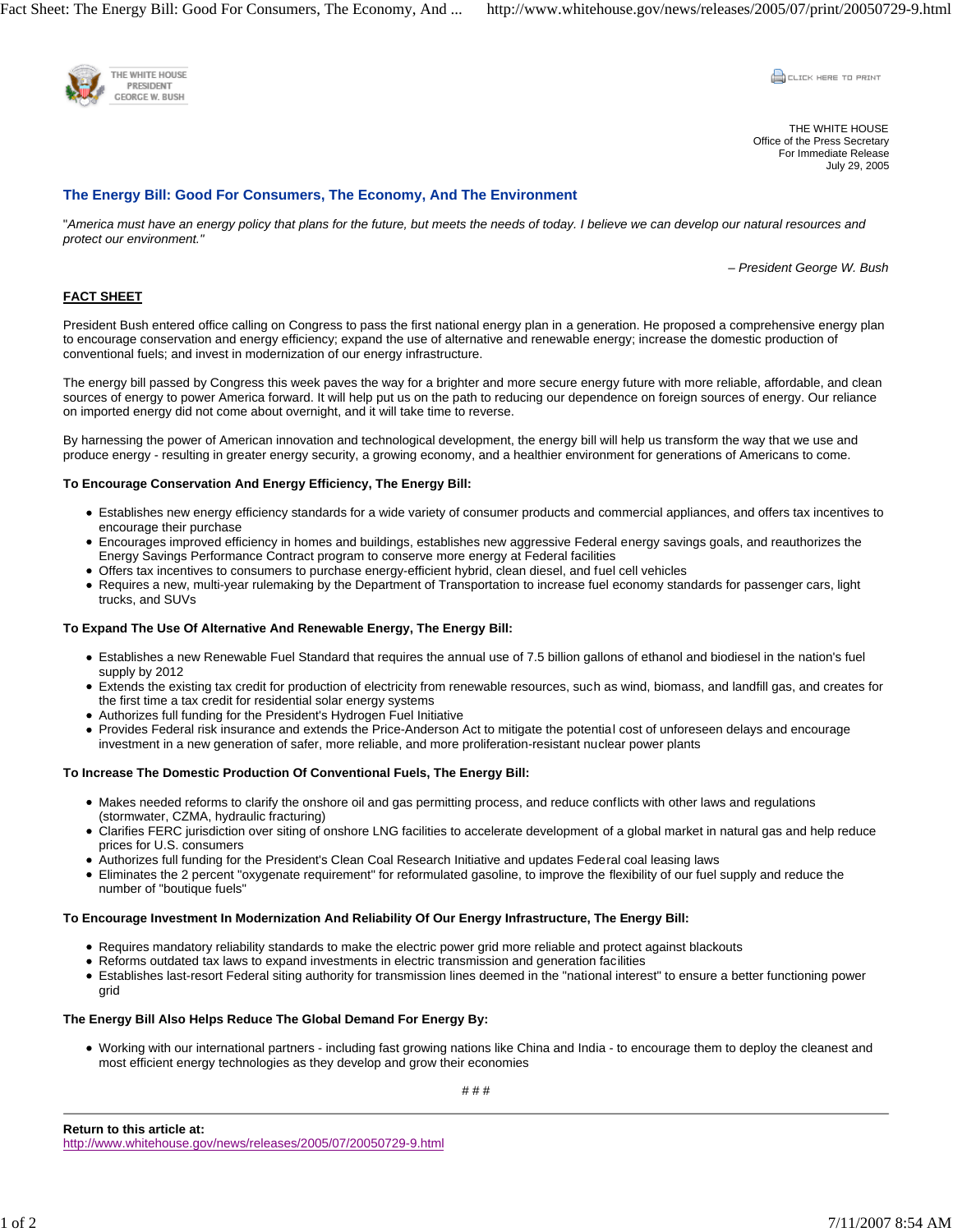THE WHITE HOUSE
PRESIDENT
GEORGE W. BUSH

CLICK HERE TO PRINT

THE WHITE HOUSE
Office of the Press Secretary
For Immediate Release
July 29, 2005

## The Energy Bill: Good For Consumers, The Economy, And The Environment

"*America must have an energy policy that plans for the future, but meets the needs of today. I believe we can develop our natural resources and protect our environment.*"

*– President George W. Bush*

### FACT SHEET

President Bush entered office calling on Congress to pass the first national energy plan in a generation. He proposed a comprehensive energy plan to encourage conservation and energy efficiency; expand the use of alternative and renewable energy; increase the domestic production of conventional fuels; and invest in modernization of our energy infrastructure.

The energy bill passed by Congress this week paves the way for a brighter and more secure energy future with more reliable, affordable, and clean sources of energy to power America forward. It will help put us on the path to reducing our dependence on foreign sources of energy. Our reliance on imported energy did not come about overnight, and it will take time to reverse.

By harnessing the power of American innovation and technological development, the energy bill will help us transform the way that we use and produce energy - resulting in greater energy security, a growing economy, and a healthier environment for generations of Americans to come.

**To Encourage Conservation And Energy Efficiency, The Energy Bill:**

- Establishes new energy efficiency standards for a wide variety of consumer products and commercial appliances, and offers tax incentives to encourage their purchase
- Encourages improved efficiency in homes and buildings, establishes new aggressive Federal energy savings goals, and reauthorizes the Energy Savings Performance Contract program to conserve more energy at Federal facilities
- Offers tax incentives to consumers to purchase energy-efficient hybrid, clean diesel, and fuel cell vehicles
- Requires a new, multi-year rulemaking by the Department of Transportation to increase fuel economy standards for passenger cars, light trucks, and SUVs

**To Expand The Use Of Alternative And Renewable Energy, The Energy Bill:**

- Establishes a new Renewable Fuel Standard that requires the annual use of 7.5 billion gallons of ethanol and biodiesel in the nation's fuel supply by 2012
- Extends the existing tax credit for production of electricity from renewable resources, such as wind, biomass, and landfill gas, and creates for the first time a tax credit for residential solar energy systems
- Authorizes full funding for the President's Hydrogen Fuel Initiative
- Provides Federal risk insurance and extends the Price-Anderson Act to mitigate the potential cost of unforeseen delays and encourage investment in a new generation of safer, more reliable, and more proliferation-resistant nuclear power plants

**To Increase The Domestic Production Of Conventional Fuels, The Energy Bill:**

- Makes needed reforms to clarify the onshore oil and gas permitting process, and reduce conflicts with other laws and regulations (stormwater, CZMA, hydraulic fracturing)
- Clarifies FERC jurisdiction over siting of onshore LNG facilities to accelerate development of a global market in natural gas and help reduce prices for U.S. consumers
- Authorizes full funding for the President's Clean Coal Research Initiative and updates Federal coal leasing laws
- Eliminates the 2 percent "oxygenate requirement" for reformulated gasoline, to improve the flexibility of our fuel supply and reduce the number of "boutique fuels"

**To Encourage Investment In Modernization And Reliability Of Our Energy Infrastructure, The Energy Bill:**

- Requires mandatory reliability standards to make the electric power grid more reliable and protect against blackouts
- Reforms outdated tax laws to expand investments in electric transmission and generation facilities
- Establishes last-resort Federal siting authority for transmission lines deemed in the "national interest" to ensure a better functioning power grid

**The Energy Bill Also Helps Reduce The Global Demand For Energy By:**

- Working with our international partners - including fast growing nations like China and India - to encourage them to deploy the cleanest and most efficient energy technologies as they develop and grow their economies

# # #

**Return to this article at:**
http://www.whitehouse.gov/news/releases/2005/07/20050729-9.html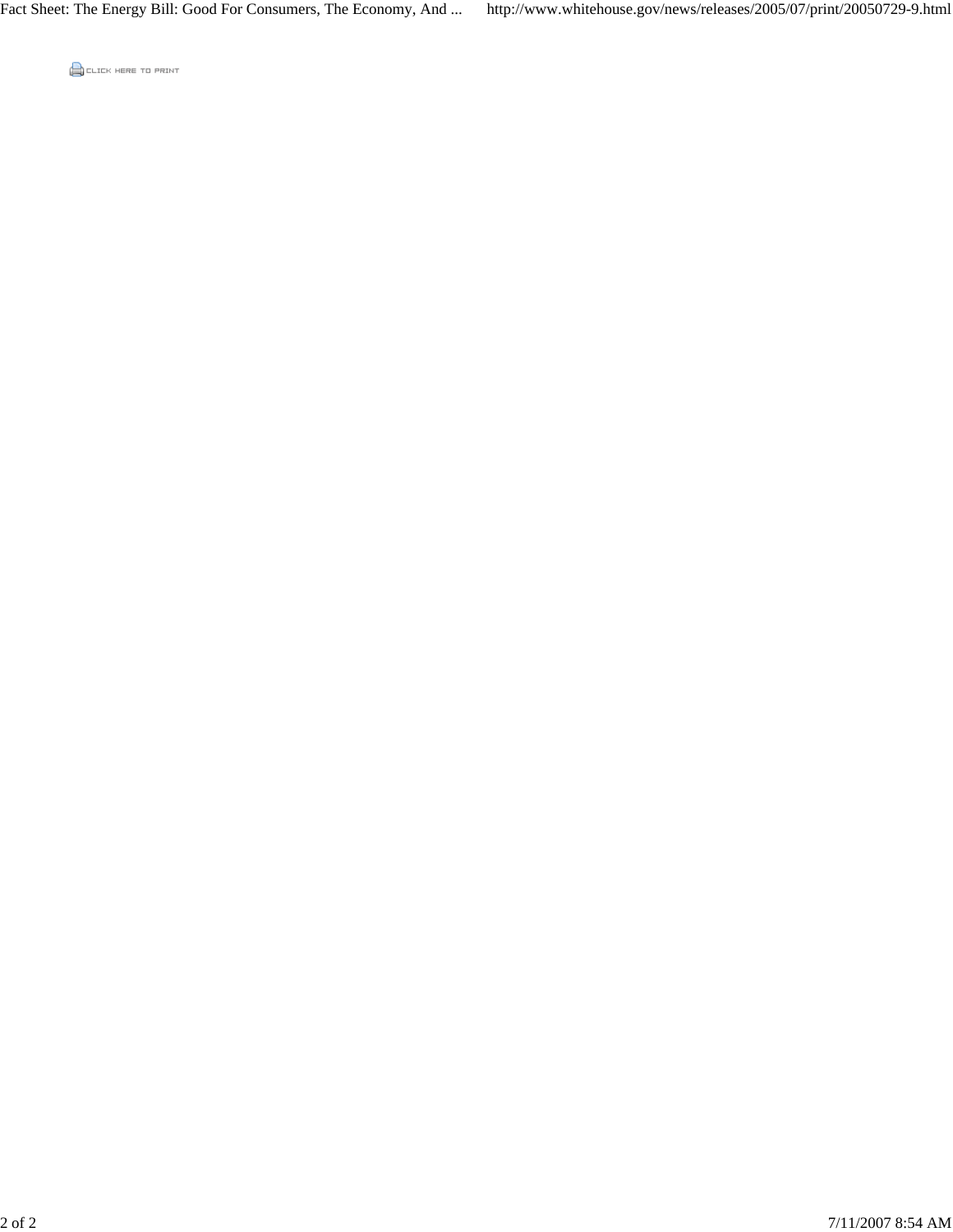CLICK HERE TO PRINT